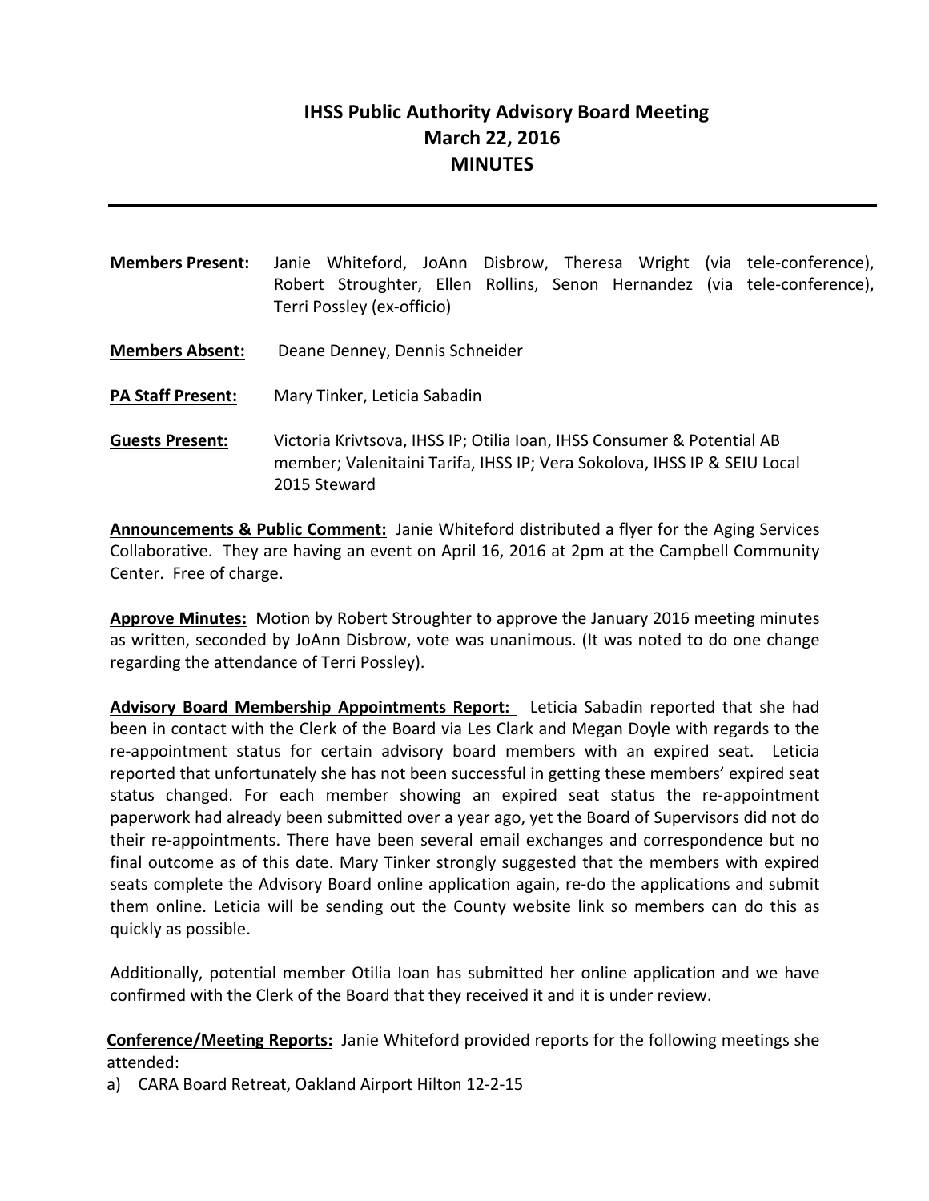# IHSS Public Authority Advisory Board Meeting
## March 22, 2016
## MINUTES

---

**Members Present:** Janie Whiteford, JoAnn Disbrow, Theresa Wright (via tele-conference), Robert Stroughter, Ellen Rollins, Senon Hernandez (via tele-conference), Terri Possley (ex-officio)

**Members Absent:** Deane Denney, Dennis Schneider

**PA Staff Present:** Mary Tinker, Leticia Sabadin

**Guests Present:** Victoria Krivtsova, IHSS IP; Otilia Ioan, IHSS Consumer & Potential AB member; Valenitaini Tarifa, IHSS IP; Vera Sokolova, IHSS IP & SEIU Local 2015 Steward

**Announcements & Public Comment:** Janie Whiteford distributed a flyer for the Aging Services Collaborative. They are having an event on April 16, 2016 at 2pm at the Campbell Community Center. Free of charge.

**Approve Minutes:** Motion by Robert Stroughter to approve the January 2016 meeting minutes as written, seconded by JoAnn Disbrow, vote was unanimous. (It was noted to do one change regarding the attendance of Terri Possley).

**Advisory Board Membership Appointments Report:** Leticia Sabadin reported that she had been in contact with the Clerk of the Board via Les Clark and Megan Doyle with regards to the re-appointment status for certain advisory board members with an expired seat. Leticia reported that unfortunately she has not been successful in getting these members' expired seat status changed. For each member showing an expired seat status the re-appointment paperwork had already been submitted over a year ago, yet the Board of Supervisors did not do their re-appointments. There have been several email exchanges and correspondence but no final outcome as of this date. Mary Tinker strongly suggested that the members with expired seats complete the Advisory Board online application again, re-do the applications and submit them online. Leticia will be sending out the County website link so members can do this as quickly as possible.

Additionally, potential member Otilia Ioan has submitted her online application and we have confirmed with the Clerk of the Board that they received it and it is under review.

**Conference/Meeting Reports:** Janie Whiteford provided reports for the following meetings she attended:

a) CARA Board Retreat, Oakland Airport Hilton 12-2-15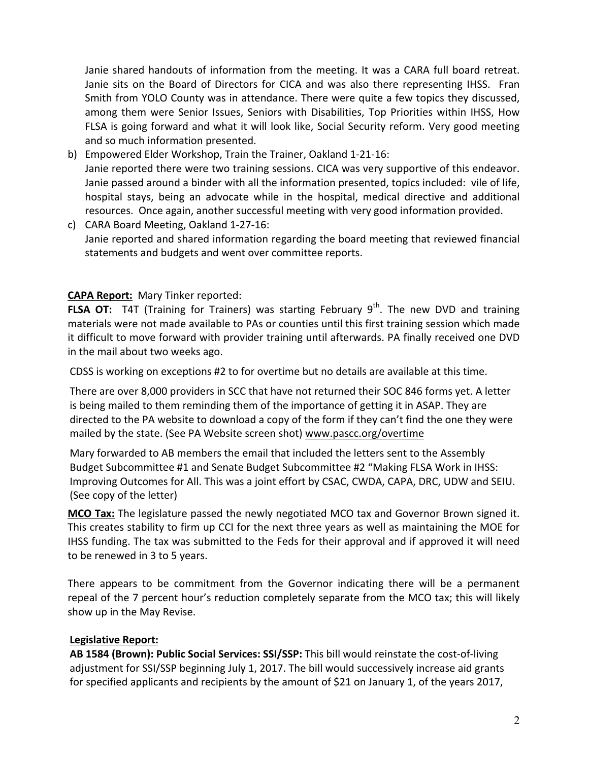Janie shared handouts of information from the meeting. It was a CARA full board retreat. Janie sits on the Board of Directors for CICA and was also there representing IHSS. Fran Smith from YOLO County was in attendance. There were quite a few topics they discussed, among them were Senior Issues, Seniors with Disabilities, Top Priorities within IHSS, How FLSA is going forward and what it will look like, Social Security reform. Very good meeting and so much information presented.

b) Empowered Elder Workshop, Train the Trainer, Oakland 1-21-16:
   Janie reported there were two training sessions. CICA was very supportive of this endeavor. Janie passed around a binder with all the information presented, topics included: vile of life, hospital stays, being an advocate while in the hospital, medical directive and additional resources. Once again, another successful meeting with very good information provided.

c) CARA Board Meeting, Oakland 1-27-16:
   Janie reported and shared information regarding the board meeting that reviewed financial statements and budgets and went over committee reports.

**CAPA Report:** Mary Tinker reported:

**FLSA OT:** T4T (Training for Trainers) was starting February 9th. The new DVD and training materials were not made available to PAs or counties until this first training session which made it difficult to move forward with provider training until afterwards. PA finally received one DVD in the mail about two weeks ago.

CDSS is working on exceptions #2 to for overtime but no details are available at this time.

There are over 8,000 providers in SCC that have not returned their SOC 846 forms yet. A letter is being mailed to them reminding them of the importance of getting it in ASAP. They are directed to the PA website to download a copy of the form if they can't find the one they were mailed by the state. (See PA Website screen shot) www.pascc.org/overtime

Mary forwarded to AB members the email that included the letters sent to the Assembly Budget Subcommittee #1 and Senate Budget Subcommittee #2 "Making FLSA Work in IHSS: Improving Outcomes for All. This was a joint effort by CSAC, CWDA, CAPA, DRC, UDW and SEIU. (See copy of the letter)

**MCO Tax:** The legislature passed the newly negotiated MCO tax and Governor Brown signed it. This creates stability to firm up CCI for the next three years as well as maintaining the MOE for IHSS funding. The tax was submitted to the Feds for their approval and if approved it will need to be renewed in 3 to 5 years.

There appears to be commitment from the Governor indicating there will be a permanent repeal of the 7 percent hour's reduction completely separate from the MCO tax; this will likely show up in the May Revise.

**Legislative Report:**

**AB 1584 (Brown): Public Social Services: SSI/SSP:** This bill would reinstate the cost-of-living adjustment for SSI/SSP beginning July 1, 2017. The bill would successively increase aid grants for specified applicants and recipients by the amount of $21 on January 1, of the years 2017,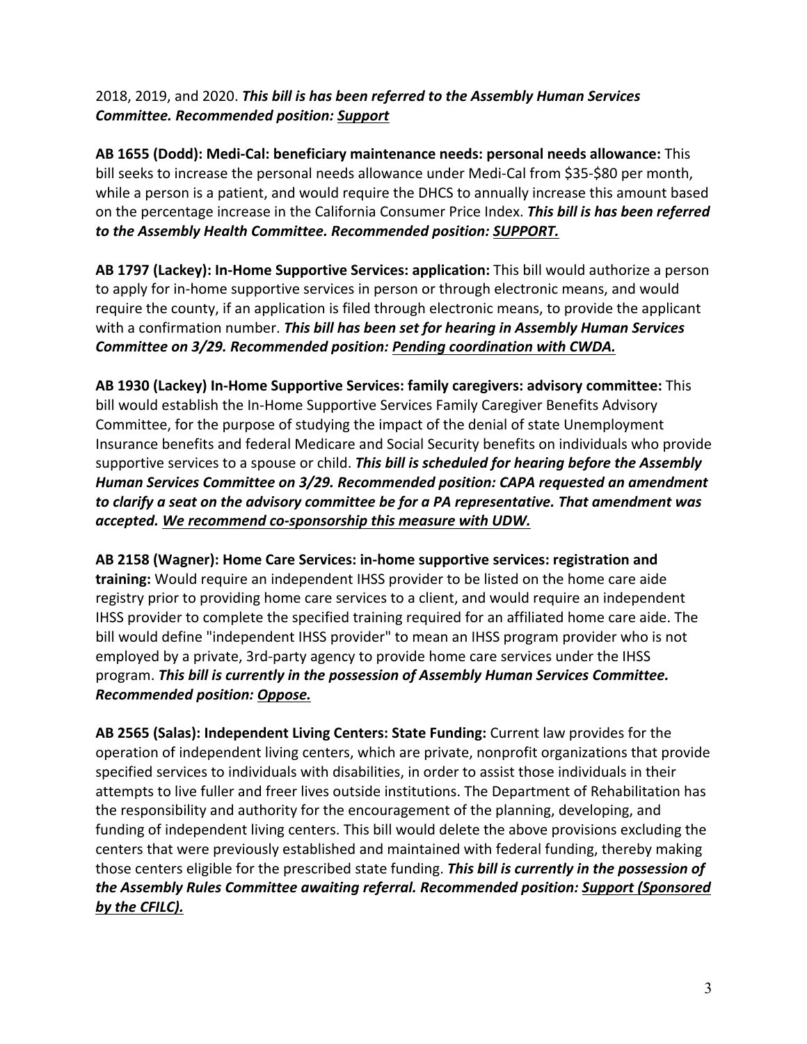2018, 2019, and 2020. ***This bill is has been referred to the Assembly Human Services Committee. Recommended position: <u>Support</u>***

**AB 1655 (Dodd): Medi-Cal: beneficiary maintenance needs: personal needs allowance:** This bill seeks to increase the personal needs allowance under Medi-Cal from $35-$80 per month, while a person is a patient, and would require the DHCS to annually increase this amount based on the percentage increase in the California Consumer Price Index. ***This bill is has been referred to the Assembly Health Committee. Recommended position: <u>SUPPORT.</u>***

**AB 1797 (Lackey): In-Home Supportive Services: application:** This bill would authorize a person to apply for in-home supportive services in person or through electronic means, and would require the county, if an application is filed through electronic means, to provide the applicant with a confirmation number. ***This bill has been set for hearing in Assembly Human Services Committee on 3/29. Recommended position: <u>Pending coordination with CWDA.</u>***

**AB 1930 (Lackey) In-Home Supportive Services: family caregivers: advisory committee:** This bill would establish the In-Home Supportive Services Family Caregiver Benefits Advisory Committee, for the purpose of studying the impact of the denial of state Unemployment Insurance benefits and federal Medicare and Social Security benefits on individuals who provide supportive services to a spouse or child. ***This bill is scheduled for hearing before the Assembly Human Services Committee on 3/29. Recommended position: CAPA requested an amendment to clarify a seat on the advisory committee be for a PA representative. That amendment was accepted. <u>We recommend co-sponsorship this measure with UDW.</u>***

**AB 2158 (Wagner): Home Care Services: in-home supportive services: registration and training:** Would require an independent IHSS provider to be listed on the home care aide registry prior to providing home care services to a client, and would require an independent IHSS provider to complete the specified training required for an affiliated home care aide. The bill would define "independent IHSS provider" to mean an IHSS program provider who is not employed by a private, 3rd-party agency to provide home care services under the IHSS program. ***This bill is currently in the possession of Assembly Human Services Committee. Recommended position: <u>Oppose.</u>***

**AB 2565 (Salas): Independent Living Centers: State Funding:** Current law provides for the operation of independent living centers, which are private, nonprofit organizations that provide specified services to individuals with disabilities, in order to assist those individuals in their attempts to live fuller and freer lives outside institutions. The Department of Rehabilitation has the responsibility and authority for the encouragement of the planning, developing, and funding of independent living centers. This bill would delete the above provisions excluding the centers that were previously established and maintained with federal funding, thereby making those centers eligible for the prescribed state funding. ***This bill is currently in the possession of the Assembly Rules Committee awaiting referral. Recommended position: <u>Support (Sponsored by the CFILC).</u>***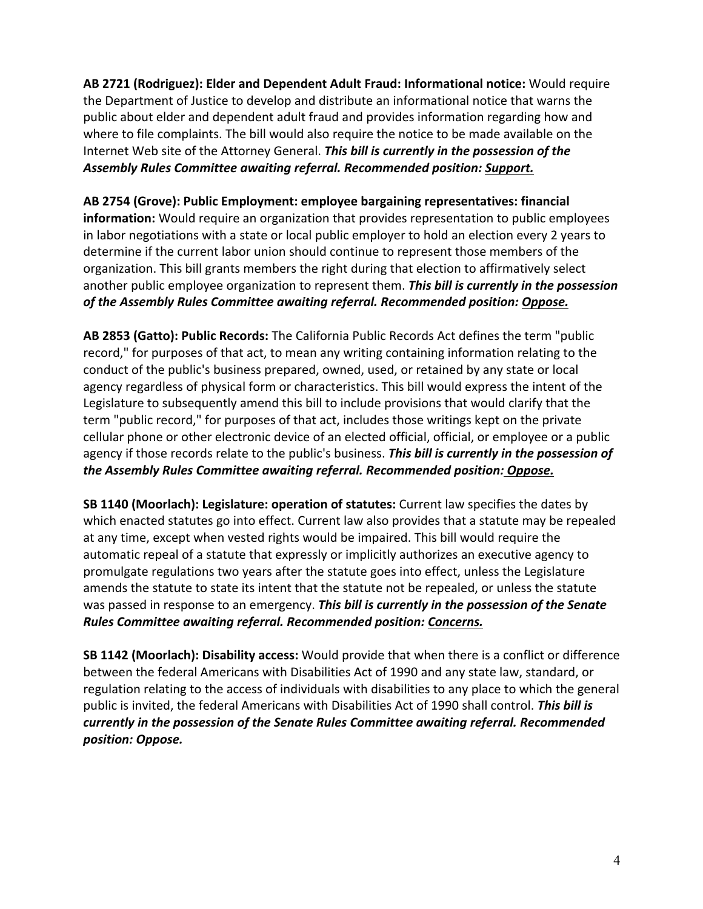**AB 2721 (Rodriguez): Elder and Dependent Adult Fraud: Informational notice:** Would require the Department of Justice to develop and distribute an informational notice that warns the public about elder and dependent adult fraud and provides information regarding how and where to file complaints. The bill would also require the notice to be made available on the Internet Web site of the Attorney General. ***This bill is currently in the possession of the Assembly Rules Committee awaiting referral. Recommended position: <u>Support.</u>***

**AB 2754 (Grove): Public Employment: employee bargaining representatives: financial information:** Would require an organization that provides representation to public employees in labor negotiations with a state or local public employer to hold an election every 2 years to determine if the current labor union should continue to represent those members of the organization. This bill grants members the right during that election to affirmatively select another public employee organization to represent them. ***This bill is currently in the possession of the Assembly Rules Committee awaiting referral. Recommended position: <u>Oppose.</u>***

**AB 2853 (Gatto): Public Records:** The California Public Records Act defines the term "public record," for purposes of that act, to mean any writing containing information relating to the conduct of the public's business prepared, owned, used, or retained by any state or local agency regardless of physical form or characteristics. This bill would express the intent of the Legislature to subsequently amend this bill to include provisions that would clarify that the term "public record," for purposes of that act, includes those writings kept on the private cellular phone or other electronic device of an elected official, official, or employee or a public agency if those records relate to the public's business. ***This bill is currently in the possession of the Assembly Rules Committee awaiting referral. Recommended position: <u>Oppose.</u>***

**SB 1140 (Moorlach): Legislature: operation of statutes:** Current law specifies the dates by which enacted statutes go into effect. Current law also provides that a statute may be repealed at any time, except when vested rights would be impaired. This bill would require the automatic repeal of a statute that expressly or implicitly authorizes an executive agency to promulgate regulations two years after the statute goes into effect, unless the Legislature amends the statute to state its intent that the statute not be repealed, or unless the statute was passed in response to an emergency. ***This bill is currently in the possession of the Senate Rules Committee awaiting referral. Recommended position: <u>Concerns.</u>***

**SB 1142 (Moorlach): Disability access:** Would provide that when there is a conflict or difference between the federal Americans with Disabilities Act of 1990 and any state law, standard, or regulation relating to the access of individuals with disabilities to any place to which the general public is invited, the federal Americans with Disabilities Act of 1990 shall control. ***This bill is currently in the possession of the Senate Rules Committee awaiting referral. Recommended position: Oppose.***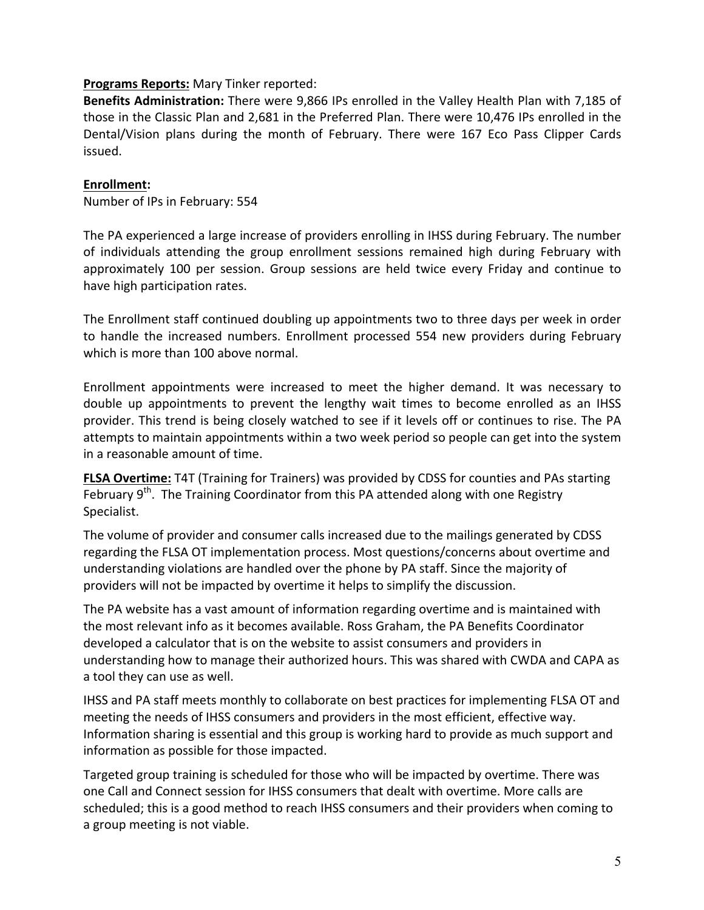**Programs Reports:** Mary Tinker reported:

**Benefits Administration:** There were 9,866 IPs enrolled in the Valley Health Plan with 7,185 of those in the Classic Plan and 2,681 in the Preferred Plan. There were 10,476 IPs enrolled in the Dental/Vision plans during the month of February. There were 167 Eco Pass Clipper Cards issued.

**Enrollment:**

Number of IPs in February: 554

The PA experienced a large increase of providers enrolling in IHSS during February. The number of individuals attending the group enrollment sessions remained high during February with approximately 100 per session. Group sessions are held twice every Friday and continue to have high participation rates.

The Enrollment staff continued doubling up appointments two to three days per week in order to handle the increased numbers. Enrollment processed 554 new providers during February which is more than 100 above normal.

Enrollment appointments were increased to meet the higher demand. It was necessary to double up appointments to prevent the lengthy wait times to become enrolled as an IHSS provider. This trend is being closely watched to see if it levels off or continues to rise. The PA attempts to maintain appointments within a two week period so people can get into the system in a reasonable amount of time.

**FLSA Overtime:** T4T (Training for Trainers) was provided by CDSS for counties and PAs starting February 9th. The Training Coordinator from this PA attended along with one Registry Specialist.

The volume of provider and consumer calls increased due to the mailings generated by CDSS regarding the FLSA OT implementation process. Most questions/concerns about overtime and understanding violations are handled over the phone by PA staff. Since the majority of providers will not be impacted by overtime it helps to simplify the discussion.

The PA website has a vast amount of information regarding overtime and is maintained with the most relevant info as it becomes available. Ross Graham, the PA Benefits Coordinator developed a calculator that is on the website to assist consumers and providers in understanding how to manage their authorized hours. This was shared with CWDA and CAPA as a tool they can use as well.

IHSS and PA staff meets monthly to collaborate on best practices for implementing FLSA OT and meeting the needs of IHSS consumers and providers in the most efficient, effective way. Information sharing is essential and this group is working hard to provide as much support and information as possible for those impacted.

Targeted group training is scheduled for those who will be impacted by overtime. There was one Call and Connect session for IHSS consumers that dealt with overtime. More calls are scheduled; this is a good method to reach IHSS consumers and their providers when coming to a group meeting is not viable.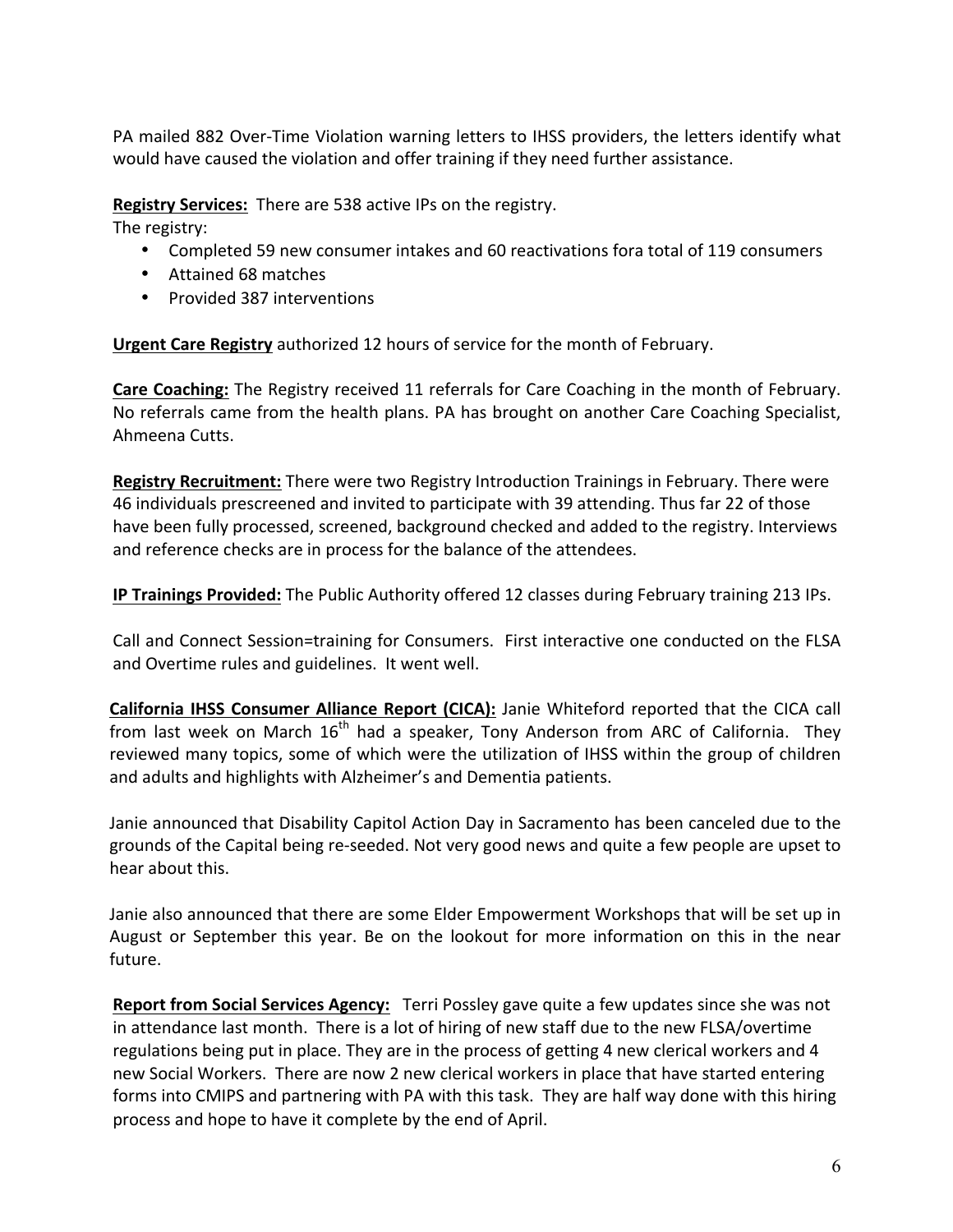PA mailed 882 Over-Time Violation warning letters to IHSS providers, the letters identify what would have caused the violation and offer training if they need further assistance.

**Registry Services:** There are 538 active IPs on the registry.
The registry:

- Completed 59 new consumer intakes and 60 reactivations fora total of 119 consumers
- Attained 68 matches
- Provided 387 interventions

**Urgent Care Registry** authorized 12 hours of service for the month of February.

**Care Coaching:** The Registry received 11 referrals for Care Coaching in the month of February. No referrals came from the health plans. PA has brought on another Care Coaching Specialist, Ahmeena Cutts.

**Registry Recruitment:** There were two Registry Introduction Trainings in February. There were 46 individuals prescreened and invited to participate with 39 attending. Thus far 22 of those have been fully processed, screened, background checked and added to the registry. Interviews and reference checks are in process for the balance of the attendees.

**IP Trainings Provided:** The Public Authority offered 12 classes during February training 213 IPs.

Call and Connect Session=training for Consumers. First interactive one conducted on the FLSA and Overtime rules and guidelines. It went well.

**California IHSS Consumer Alliance Report (CICA):** Janie Whiteford reported that the CICA call from last week on March 16th had a speaker, Tony Anderson from ARC of California. They reviewed many topics, some of which were the utilization of IHSS within the group of children and adults and highlights with Alzheimer's and Dementia patients.

Janie announced that Disability Capitol Action Day in Sacramento has been canceled due to the grounds of the Capital being re-seeded. Not very good news and quite a few people are upset to hear about this.

Janie also announced that there are some Elder Empowerment Workshops that will be set up in August or September this year. Be on the lookout for more information on this in the near future.

**Report from Social Services Agency:** Terri Possley gave quite a few updates since she was not in attendance last month. There is a lot of hiring of new staff due to the new FLSA/overtime regulations being put in place. They are in the process of getting 4 new clerical workers and 4 new Social Workers. There are now 2 new clerical workers in place that have started entering forms into CMIPS and partnering with PA with this task. They are half way done with this hiring process and hope to have it complete by the end of April.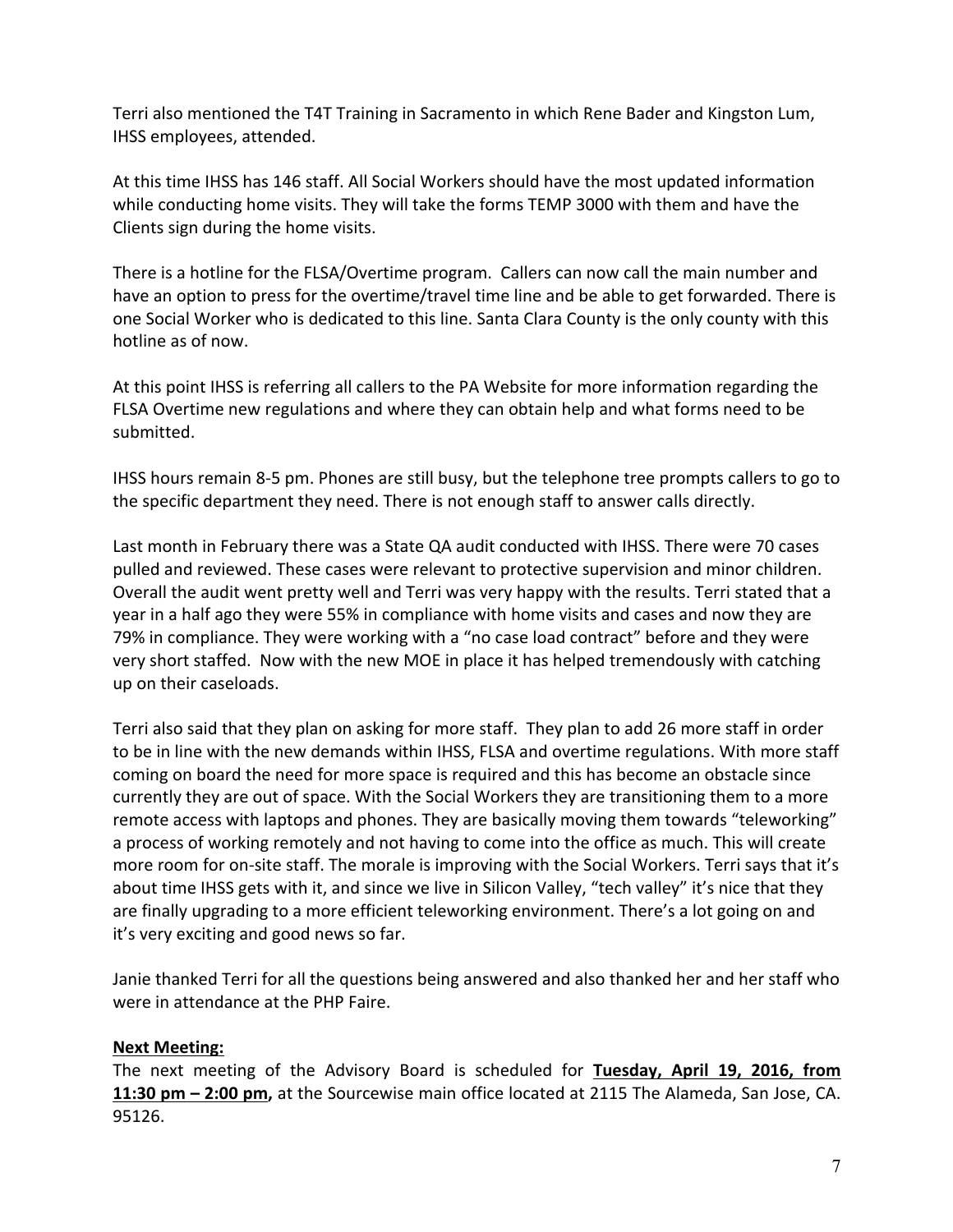Terri also mentioned the T4T Training in Sacramento in which Rene Bader and Kingston Lum, IHSS employees, attended.

At this time IHSS has 146 staff. All Social Workers should have the most updated information while conducting home visits. They will take the forms TEMP 3000 with them and have the Clients sign during the home visits.

There is a hotline for the FLSA/Overtime program. Callers can now call the main number and have an option to press for the overtime/travel time line and be able to get forwarded. There is one Social Worker who is dedicated to this line. Santa Clara County is the only county with this hotline as of now.

At this point IHSS is referring all callers to the PA Website for more information regarding the FLSA Overtime new regulations and where they can obtain help and what forms need to be submitted.

IHSS hours remain 8-5 pm. Phones are still busy, but the telephone tree prompts callers to go to the specific department they need. There is not enough staff to answer calls directly.

Last month in February there was a State QA audit conducted with IHSS. There were 70 cases pulled and reviewed. These cases were relevant to protective supervision and minor children. Overall the audit went pretty well and Terri was very happy with the results. Terri stated that a year in a half ago they were 55% in compliance with home visits and cases and now they are 79% in compliance. They were working with a "no case load contract" before and they were very short staffed. Now with the new MOE in place it has helped tremendously with catching up on their caseloads.

Terri also said that they plan on asking for more staff. They plan to add 26 more staff in order to be in line with the new demands within IHSS, FLSA and overtime regulations. With more staff coming on board the need for more space is required and this has become an obstacle since currently they are out of space. With the Social Workers they are transitioning them to a more remote access with laptops and phones. They are basically moving them towards "teleworking" a process of working remotely and not having to come into the office as much. This will create more room for on-site staff. The morale is improving with the Social Workers. Terri says that it's about time IHSS gets with it, and since we live in Silicon Valley, "tech valley" it's nice that they are finally upgrading to a more efficient teleworking environment. There's a lot going on and it's very exciting and good news so far.

Janie thanked Terri for all the questions being answered and also thanked her and her staff who were in attendance at the PHP Faire.

**Next Meeting:**

The next meeting of the Advisory Board is scheduled for **Tuesday, April 19, 2016, from 11:30 pm – 2:00 pm,** at the Sourcewise main office located at 2115 The Alameda, San Jose, CA. 95126.